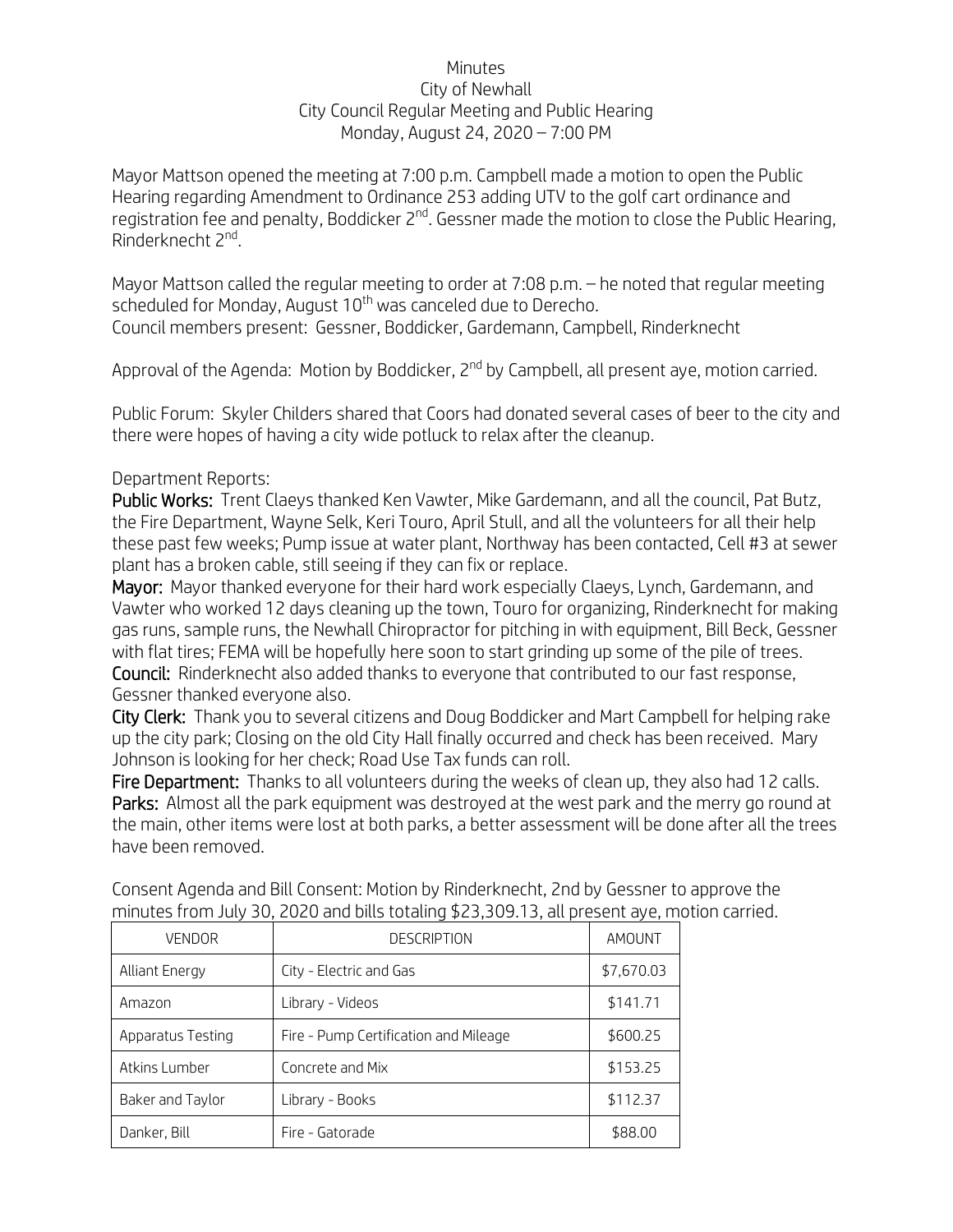Minutes
City of Newhall
City Council Regular Meeting and Public Hearing
Monday, August 24, 2020 – 7:00 PM

Mayor Mattson opened the meeting at 7:00 p.m. Campbell made a motion to open the Public Hearing regarding Amendment to Ordinance 253 adding UTV to the golf cart ordinance and registration fee and penalty, Boddicker 2nd. Gessner made the motion to close the Public Hearing, Rinderknecht 2nd.

Mayor Mattson called the regular meeting to order at 7:08 p.m. – he noted that regular meeting scheduled for Monday, August 10th was canceled due to Derecho.
Council members present: Gessner, Boddicker, Gardemann, Campbell, Rinderknecht

Approval of the Agenda: Motion by Boddicker, 2nd by Campbell, all present aye, motion carried.

Public Forum: Skyler Childers shared that Coors had donated several cases of beer to the city and there were hopes of having a city wide potluck to relax after the cleanup.

Department Reports:
**Public Works:** Trent Claeys thanked Ken Vawter, Mike Gardemann, and all the council, Pat Butz, the Fire Department, Wayne Selk, Keri Touro, April Stull, and all the volunteers for all their help these past few weeks; Pump issue at water plant, Northway has been contacted, Cell #3 at sewer plant has a broken cable, still seeing if they can fix or replace.
**Mayor:** Mayor thanked everyone for their hard work especially Claeys, Lynch, Gardemann, and Vawter who worked 12 days cleaning up the town, Touro for organizing, Rinderknecht for making gas runs, sample runs, the Newhall Chiropractor for pitching in with equipment, Bill Beck, Gessner with flat tires; FEMA will be hopefully here soon to start grinding up some of the pile of trees.
**Council:** Rinderknecht also added thanks to everyone that contributed to our fast response, Gessner thanked everyone also.
**City Clerk:** Thank you to several citizens and Doug Boddicker and Mart Campbell for helping rake up the city park; Closing on the old City Hall finally occurred and check has been received. Mary Johnson is looking for her check; Road Use Tax funds can roll.
**Fire Department:** Thanks to all volunteers during the weeks of clean up, they also had 12 calls.
**Parks:** Almost all the park equipment was destroyed at the west park and the merry go round at the main, other items were lost at both parks, a better assessment will be done after all the trees have been removed.

Consent Agenda and Bill Consent: Motion by Rinderknecht, 2nd by Gessner to approve the minutes from July 30, 2020 and bills totaling $23,309.13, all present aye, motion carried.

| VENDOR | DESCRIPTION | AMOUNT |
|---|---|---|
| Alliant Energy | City - Electric and Gas | $7,670.03 |
| Amazon | Library - Videos | $141.71 |
| Apparatus Testing | Fire - Pump Certification and Mileage | $600.25 |
| Atkins Lumber | Concrete and Mix | $153.25 |
| Baker and Taylor | Library - Books | $112.37 |
| Danker, Bill | Fire - Gatorade | $88.00 |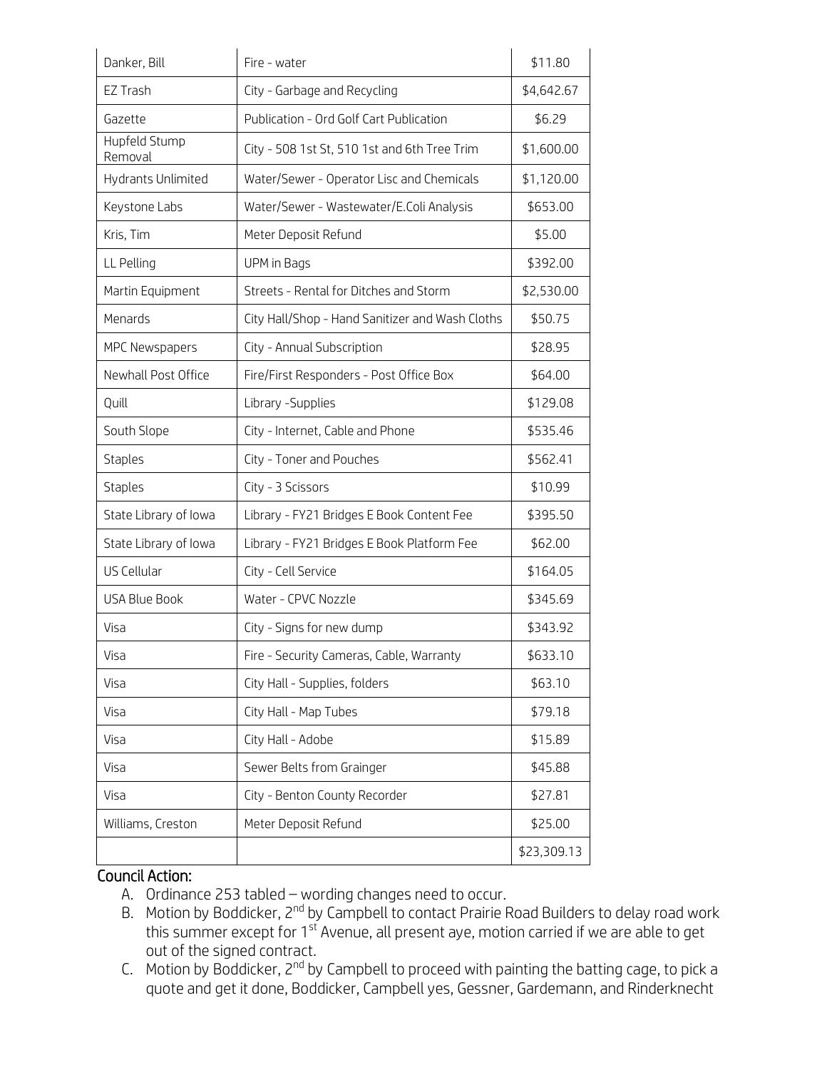| Danker, Bill | Fire - water | \$11.80 |
|---|---|---|
| EZ Trash | City - Garbage and Recycling | \$4,642.67 |
| Gazette | Publication - Ord Golf Cart Publication | \$6.29 |
| Hupfeld Stump Removal | City - 508 1st St, 510 1st and 6th Tree Trim | \$1,600.00 |
| Hydrants Unlimited | Water/Sewer - Operator Lisc and Chemicals | \$1,120.00 |
| Keystone Labs | Water/Sewer - Wastewater/E.Coli Analysis | \$653.00 |
| Kris, Tim | Meter Deposit Refund | \$5.00 |
| LL Pelling | UPM in Bags | \$392.00 |
| Martin Equipment | Streets - Rental for Ditches and Storm | \$2,530.00 |
| Menards | City Hall/Shop - Hand Sanitizer and Wash Cloths | \$50.75 |
| MPC Newspapers | City - Annual Subscription | \$28.95 |
| Newhall Post Office | Fire/First Responders - Post Office Box | \$64.00 |
| Quill | Library -Supplies | \$129.08 |
| South Slope | City - Internet, Cable and Phone | \$535.46 |
| Staples | City - Toner and Pouches | \$562.41 |
| Staples | City - 3 Scissors | \$10.99 |
| State Library of Iowa | Library - FY21 Bridges E Book Content Fee | \$395.50 |
| State Library of Iowa | Library - FY21 Bridges E Book Platform Fee | \$62.00 |
| US Cellular | City - Cell Service | \$164.05 |
| USA Blue Book | Water - CPVC Nozzle | \$345.69 |
| Visa | City - Signs for new dump | \$343.92 |
| Visa | Fire - Security Cameras, Cable, Warranty | \$633.10 |
| Visa | City Hall - Supplies, folders | \$63.10 |
| Visa | City Hall - Map Tubes | \$79.18 |
| Visa | City Hall - Adobe | \$15.89 |
| Visa | Sewer Belts from Grainger | \$45.88 |
| Visa | City - Benton County Recorder | \$27.81 |
| Williams, Creston | Meter Deposit Refund | \$25.00 |
| | | \$23,309.13 |

**Council Action:**

A. Ordinance 253 tabled – wording changes need to occur.
B. Motion by Boddicker, 2nd by Campbell to contact Prairie Road Builders to delay road work this summer except for 1st Avenue, all present aye, motion carried if we are able to get out of the signed contract.
C. Motion by Boddicker, 2nd by Campbell to proceed with painting the batting cage, to pick a quote and get it done, Boddicker, Campbell yes, Gessner, Gardemann, and Rinderknecht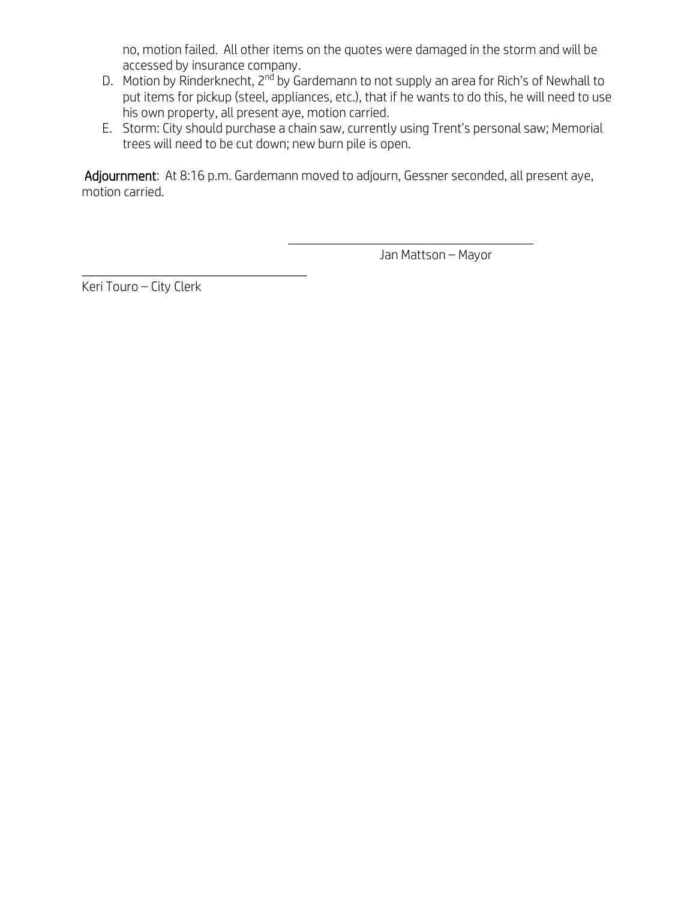no, motion failed. All other items on the quotes were damaged in the storm and will be accessed by insurance company.

D. Motion by Rinderknecht, 2nd by Gardemann to not supply an area for Rich's of Newhall to put items for pickup (steel, appliances, etc.), that if he wants to do this, he will need to use his own property, all present aye, motion carried.
E. Storm: City should purchase a chain saw, currently using Trent's personal saw; Memorial trees will need to be cut down; new burn pile is open.

**Adjournment**: At 8:16 p.m. Gardemann moved to adjourn, Gessner seconded, all present aye, motion carried.

\_\_\_\_\_\_\_\_\_\_\_\_\_\_\_\_\_\_\_\_\_\_\_\_\_\_\_\_\_\_\_\_\_\_\_\_\_\_\_\_

Jan Mattson – Mayor

\_\_\_\_\_\_\_\_\_\_\_\_\_\_\_\_\_\_\_\_\_\_\_\_\_\_\_\_\_\_\_\_\_\_\_\_\_\_\_\_

Keri Touro – City Clerk